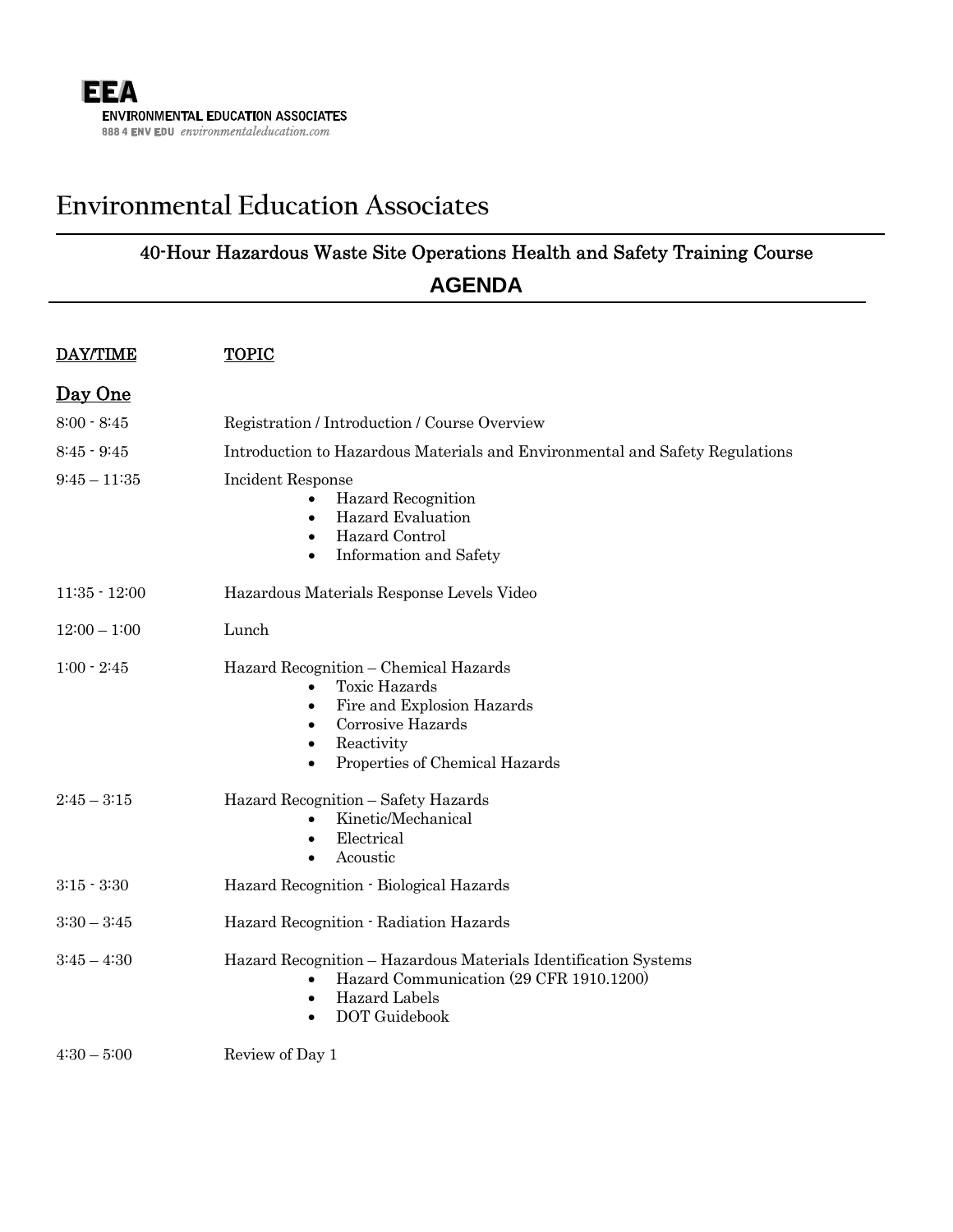**EEA**
**ENVIRONMENTAL EDUCATION ASSOCIATES**
888 4 ENV EDU *environmentaleducation.com*

# Environmental Education Associates

## 40-Hour Hazardous Waste Site Operations Health and Safety Training Course

## AGENDA

| DAY/TIME | TOPIC |
|---|---|

### Day One

| DAY/TIME | TOPIC |
|---|---|
| 8:00 - 8:45 | Registration / Introduction / Course Overview |
| 8:45 - 9:45 | Introduction to Hazardous Materials and Environmental and Safety Regulations |
| 9:45 – 11:35 | Incident Response<br>• Hazard Recognition<br>• Hazard Evaluation<br>• Hazard Control<br>• Information and Safety |
| 11:35 - 12:00 | Hazardous Materials Response Levels Video |
| 12:00 – 1:00 | Lunch |
| 1:00 - 2:45 | Hazard Recognition – Chemical Hazards<br>• Toxic Hazards<br>• Fire and Explosion Hazards<br>• Corrosive Hazards<br>• Reactivity<br>• Properties of Chemical Hazards |
| 2:45 – 3:15 | Hazard Recognition – Safety Hazards<br>• Kinetic/Mechanical<br>• Electrical<br>• Acoustic |
| 3:15 - 3:30 | Hazard Recognition - Biological Hazards |
| 3:30 – 3:45 | Hazard Recognition - Radiation Hazards |
| 3:45 – 4:30 | Hazard Recognition – Hazardous Materials Identification Systems<br>• Hazard Communication (29 CFR 1910.1200)<br>• Hazard Labels<br>• DOT Guidebook |
| 4:30 – 5:00 | Review of Day 1 |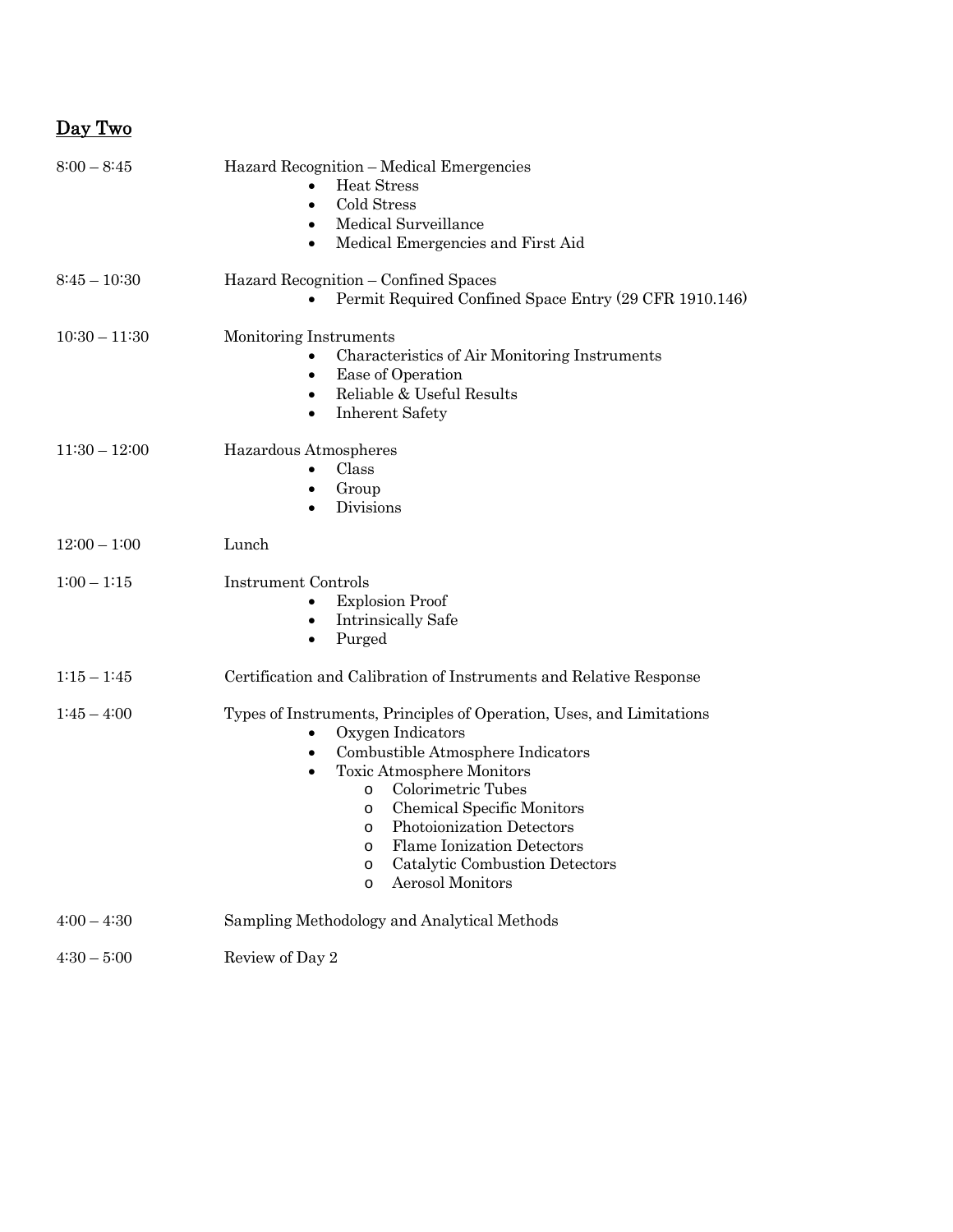## Day Two

| | |
|---|---|
| 8:00 – 8:45 | Hazard Recognition – Medical Emergencies<br>• Heat Stress<br>• Cold Stress<br>• Medical Surveillance<br>• Medical Emergencies and First Aid |
| 8:45 – 10:30 | Hazard Recognition – Confined Spaces<br>• Permit Required Confined Space Entry (29 CFR 1910.146) |
| 10:30 – 11:30 | Monitoring Instruments<br>• Characteristics of Air Monitoring Instruments<br>• Ease of Operation<br>• Reliable & Useful Results<br>• Inherent Safety |
| 11:30 – 12:00 | Hazardous Atmospheres<br>• Class<br>• Group<br>• Divisions |
| 12:00 – 1:00 | Lunch |
| 1:00 – 1:15 | Instrument Controls<br>• Explosion Proof<br>• Intrinsically Safe<br>• Purged |
| 1:15 – 1:45 | Certification and Calibration of Instruments and Relative Response |
| 1:45 – 4:00 | Types of Instruments, Principles of Operation, Uses, and Limitations<br>• Oxygen Indicators<br>• Combustible Atmosphere Indicators<br>• Toxic Atmosphere Monitors<br>&nbsp;&nbsp;&nbsp;&nbsp;o Colorimetric Tubes<br>&nbsp;&nbsp;&nbsp;&nbsp;o Chemical Specific Monitors<br>&nbsp;&nbsp;&nbsp;&nbsp;o Photoionization Detectors<br>&nbsp;&nbsp;&nbsp;&nbsp;o Flame Ionization Detectors<br>&nbsp;&nbsp;&nbsp;&nbsp;o Catalytic Combustion Detectors<br>&nbsp;&nbsp;&nbsp;&nbsp;o Aerosol Monitors |
| 4:00 – 4:30 | Sampling Methodology and Analytical Methods |
| 4:30 – 5:00 | Review of Day 2 |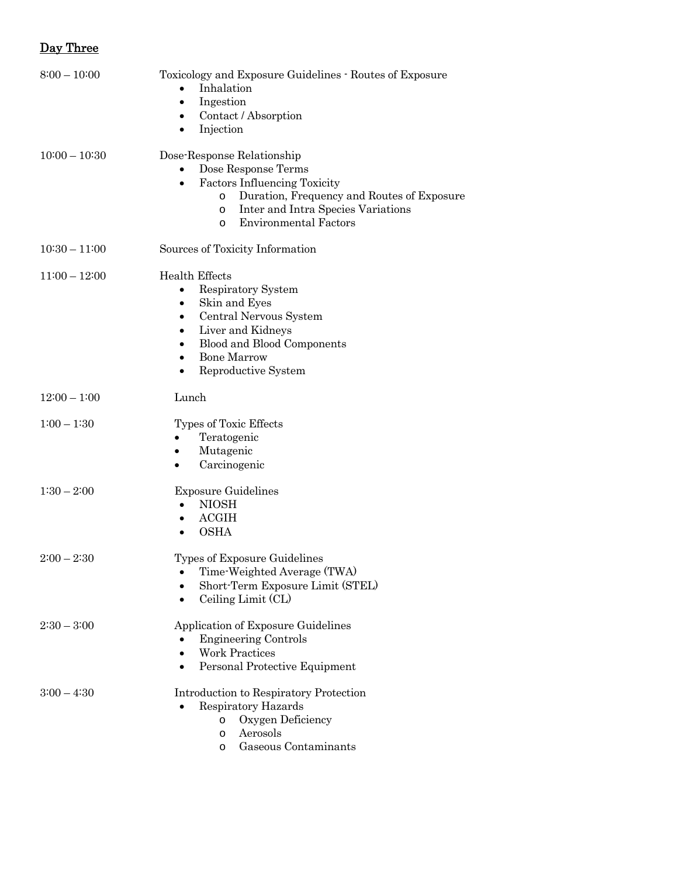## Day Three

8:00 – 10:00 Toxicology and Exposure Guidelines - Routes of Exposure

- Inhalation
- Ingestion
- Contact / Absorption
- Injection

10:00 – 10:30 Dose-Response Relationship

- Dose Response Terms
- Factors Influencing Toxicity
  - Duration, Frequency and Routes of Exposure
  - Inter and Intra Species Variations
  - Environmental Factors

10:30 – 11:00 Sources of Toxicity Information

11:00 – 12:00 Health Effects

- Respiratory System
- Skin and Eyes
- Central Nervous System
- Liver and Kidneys
- Blood and Blood Components
- Bone Marrow
- Reproductive System

12:00 – 1:00 Lunch

1:00 – 1:30 Types of Toxic Effects

- Teratogenic
- Mutagenic
- Carcinogenic

1:30 – 2:00 Exposure Guidelines

- NIOSH
- ACGIH
- OSHA

2:00 – 2:30 Types of Exposure Guidelines

- Time-Weighted Average (TWA)
- Short-Term Exposure Limit (STEL)
- Ceiling Limit (CL)

2:30 – 3:00 Application of Exposure Guidelines

- Engineering Controls
- Work Practices
- Personal Protective Equipment

3:00 – 4:30 Introduction to Respiratory Protection

- Respiratory Hazards
  - Oxygen Deficiency
  - Aerosols
  - Gaseous Contaminants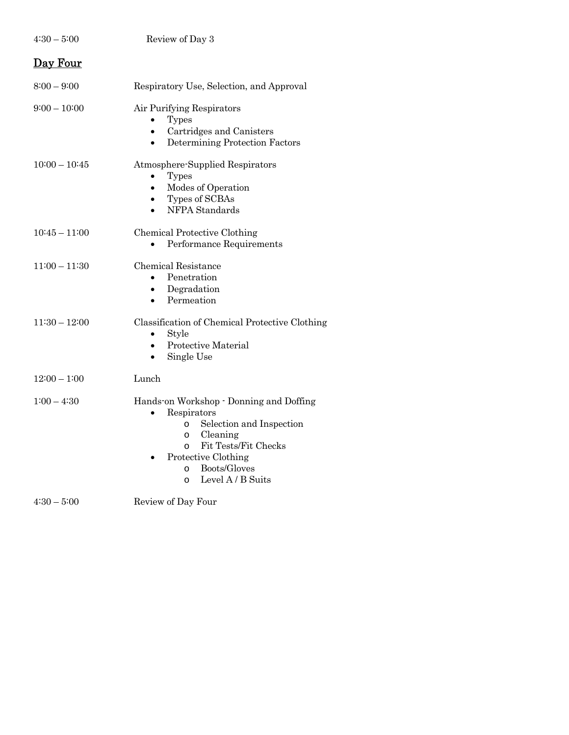4:30 – 5:00 Review of Day 3

## Day Four

8:00 – 9:00 Respiratory Use, Selection, and Approval

9:00 – 10:00 Air Purifying Respirators
- Types
- Cartridges and Canisters
- Determining Protection Factors

10:00 – 10:45 Atmosphere-Supplied Respirators
- Types
- Modes of Operation
- Types of SCBAs
- NFPA Standards

10:45 – 11:00 Chemical Protective Clothing
- Performance Requirements

11:00 – 11:30 Chemical Resistance
- Penetration
- Degradation
- Permeation

11:30 – 12:00 Classification of Chemical Protective Clothing
- Style
- Protective Material
- Single Use

12:00 – 1:00 Lunch

1:00 – 4:30 Hands-on Workshop - Donning and Doffing
- Respirators
  - Selection and Inspection
  - Cleaning
  - Fit Tests/Fit Checks
- Protective Clothing
  - Boots/Gloves
  - Level A / B Suits

4:30 – 5:00 Review of Day Four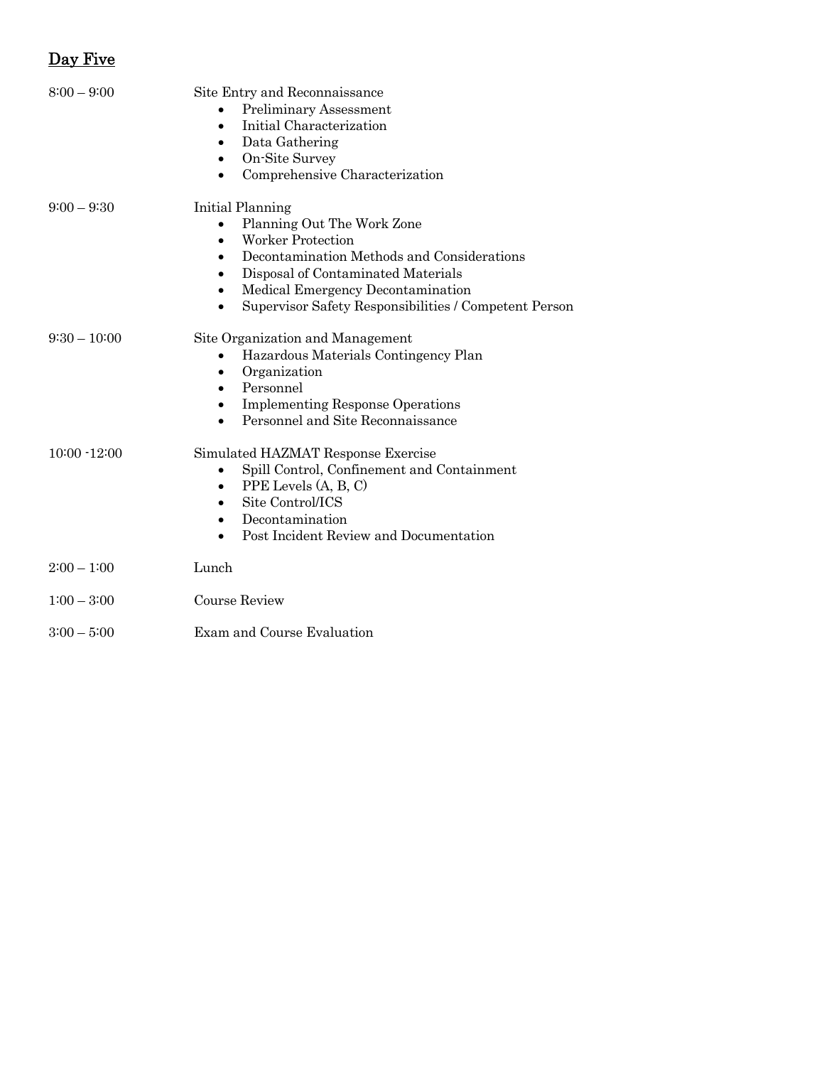## Day Five

| | | |
|---|---|---|
| 8:00 – 9:00 | Site Entry and Reconnaissance<br>• Preliminary Assessment<br>• Initial Characterization<br>• Data Gathering<br>• On-Site Survey<br>• Comprehensive Characterization | |
| 9:00 – 9:30 | Initial Planning<br>• Planning Out The Work Zone<br>• Worker Protection<br>• Decontamination Methods and Considerations<br>• Disposal of Contaminated Materials<br>• Medical Emergency Decontamination<br>• Supervisor Safety Responsibilities / Competent Person | |
| 9:30 – 10:00 | Site Organization and Management<br>• Hazardous Materials Contingency Plan<br>• Organization<br>• Personnel<br>• Implementing Response Operations<br>• Personnel and Site Reconnaissance | |
| 10:00 -12:00 | Simulated HAZMAT Response Exercise<br>• Spill Control, Confinement and Containment<br>• PPE Levels (A, B, C)<br>• Site Control/ICS<br>• Decontamination<br>• Post Incident Review and Documentation | |
| 2:00 – 1:00 | Lunch | |
| 1:00 – 3:00 | Course Review | |
| 3:00 – 5:00 | Exam and Course Evaluation | |